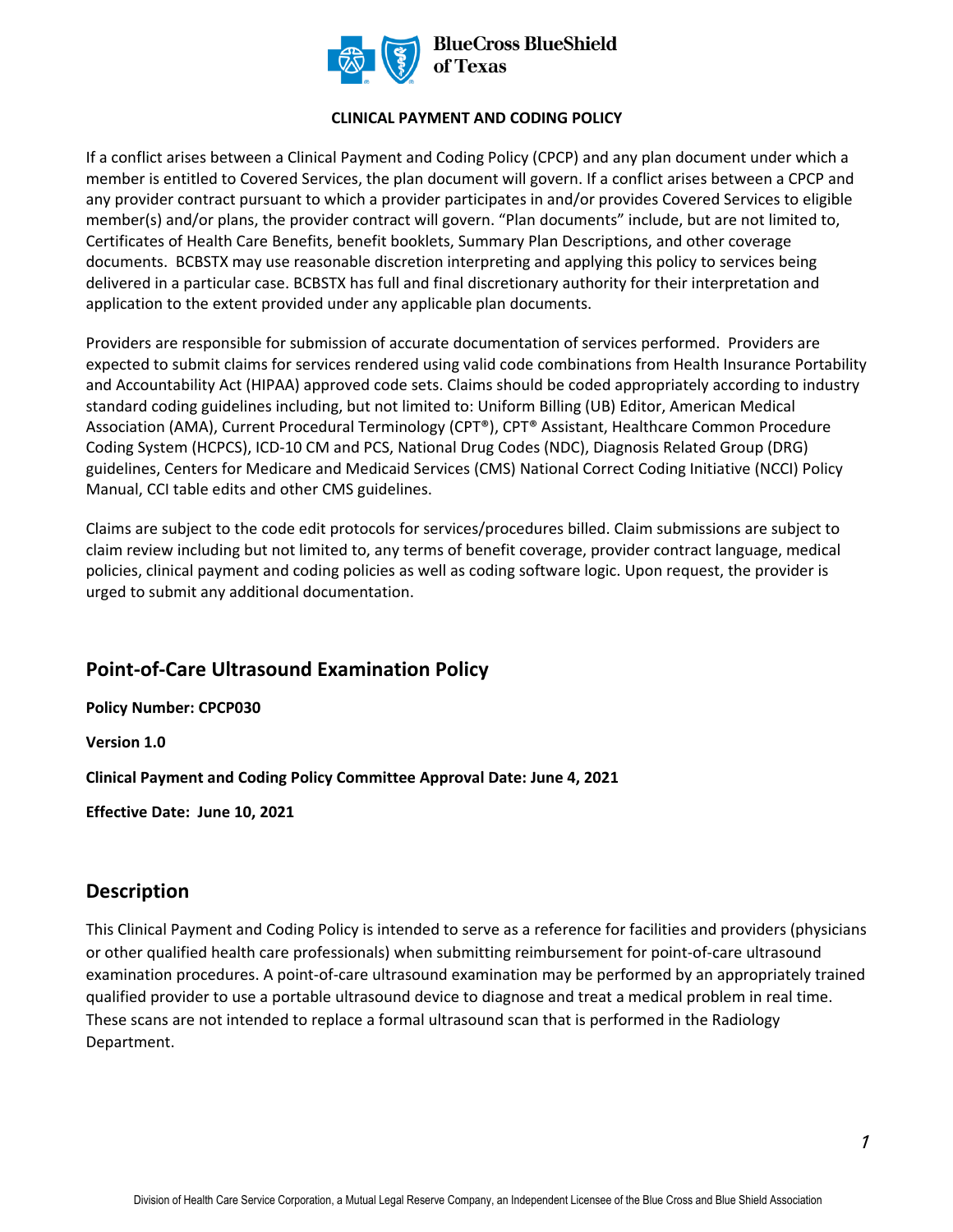BlueCross BlueShield of Texas

**CLINICAL PAYMENT AND CODING POLICY**

If a conflict arises between a Clinical Payment and Coding Policy (CPCP) and any plan document under which a member is entitled to Covered Services, the plan document will govern. If a conflict arises between a CPCP and any provider contract pursuant to which a provider participates in and/or provides Covered Services to eligible member(s) and/or plans, the provider contract will govern. "Plan documents" include, but are not limited to, Certificates of Health Care Benefits, benefit booklets, Summary Plan Descriptions, and other coverage documents. BCBSTX may use reasonable discretion interpreting and applying this policy to services being delivered in a particular case. BCBSTX has full and final discretionary authority for their interpretation and application to the extent provided under any applicable plan documents.

Providers are responsible for submission of accurate documentation of services performed. Providers are expected to submit claims for services rendered using valid code combinations from Health Insurance Portability and Accountability Act (HIPAA) approved code sets. Claims should be coded appropriately according to industry standard coding guidelines including, but not limited to: Uniform Billing (UB) Editor, American Medical Association (AMA), Current Procedural Terminology (CPT®), CPT® Assistant, Healthcare Common Procedure Coding System (HCPCS), ICD-10 CM and PCS, National Drug Codes (NDC), Diagnosis Related Group (DRG) guidelines, Centers for Medicare and Medicaid Services (CMS) National Correct Coding Initiative (NCCI) Policy Manual, CCI table edits and other CMS guidelines.

Claims are subject to the code edit protocols for services/procedures billed. Claim submissions are subject to claim review including but not limited to, any terms of benefit coverage, provider contract language, medical policies, clinical payment and coding policies as well as coding software logic. Upon request, the provider is urged to submit any additional documentation.

## Point-of-Care Ultrasound Examination Policy

**Policy Number: CPCP030**

**Version 1.0**

**Clinical Payment and Coding Policy Committee Approval Date: June 4, 2021**

**Effective Date: June 10, 2021**

## Description

This Clinical Payment and Coding Policy is intended to serve as a reference for facilities and providers (physicians or other qualified health care professionals) when submitting reimbursement for point-of-care ultrasound examination procedures. A point-of-care ultrasound examination may be performed by an appropriately trained qualified provider to use a portable ultrasound device to diagnose and treat a medical problem in real time. These scans are not intended to replace a formal ultrasound scan that is performed in the Radiology Department.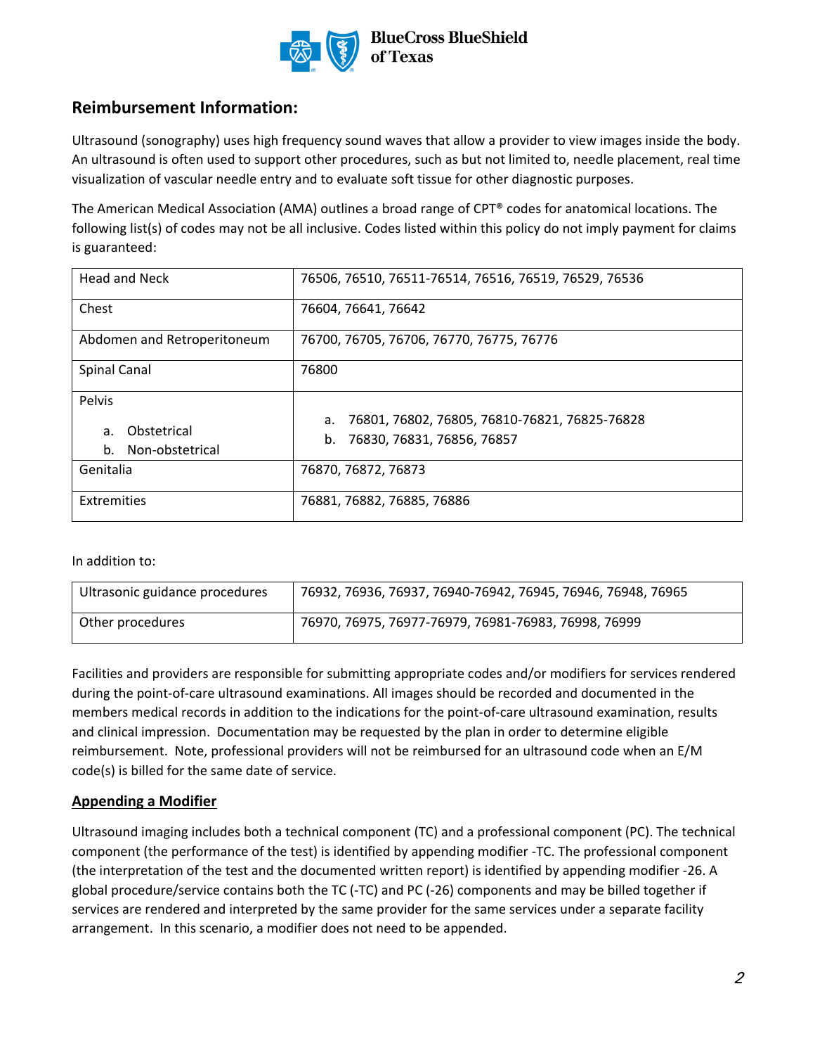## Reimbursement Information:

Ultrasound (sonography) uses high frequency sound waves that allow a provider to view images inside the body. An ultrasound is often used to support other procedures, such as but not limited to, needle placement, real time visualization of vascular needle entry and to evaluate soft tissue for other diagnostic purposes.

The American Medical Association (AMA) outlines a broad range of CPT® codes for anatomical locations. The following list(s) of codes may not be all inclusive. Codes listed within this policy do not imply payment for claims is guaranteed:

| | |
|---|---|
| Head and Neck | 76506, 76510, 76511-76514, 76516, 76519, 76529, 76536 |
| Chest | 76604, 76641, 76642 |
| Abdomen and Retroperitoneum | 76700, 76705, 76706, 76770, 76775, 76776 |
| Spinal Canal | 76800 |
| Pelvis<br>a. Obstetrical<br>b. Non-obstetrical | a. 76801, 76802, 76805, 76810-76821, 76825-76828<br>b. 76830, 76831, 76856, 76857 |
| Genitalia | 76870, 76872, 76873 |
| Extremities | 76881, 76882, 76885, 76886 |

In addition to:

| | |
|---|---|
| Ultrasonic guidance procedures | 76932, 76936, 76937, 76940-76942, 76945, 76946, 76948, 76965 |
| Other procedures | 76970, 76975, 76977-76979, 76981-76983, 76998, 76999 |

Facilities and providers are responsible for submitting appropriate codes and/or modifiers for services rendered during the point-of-care ultrasound examinations. All images should be recorded and documented in the members medical records in addition to the indications for the point-of-care ultrasound examination, results and clinical impression. Documentation may be requested by the plan in order to determine eligible reimbursement. Note, professional providers will not be reimbursed for an ultrasound code when an E/M code(s) is billed for the same date of service.

### Appending a Modifier

Ultrasound imaging includes both a technical component (TC) and a professional component (PC). The technical component (the performance of the test) is identified by appending modifier -TC. The professional component (the interpretation of the test and the documented written report) is identified by appending modifier -26. A global procedure/service contains both the TC (-TC) and PC (-26) components and may be billed together if services are rendered and interpreted by the same provider for the same services under a separate facility arrangement. In this scenario, a modifier does not need to be appended.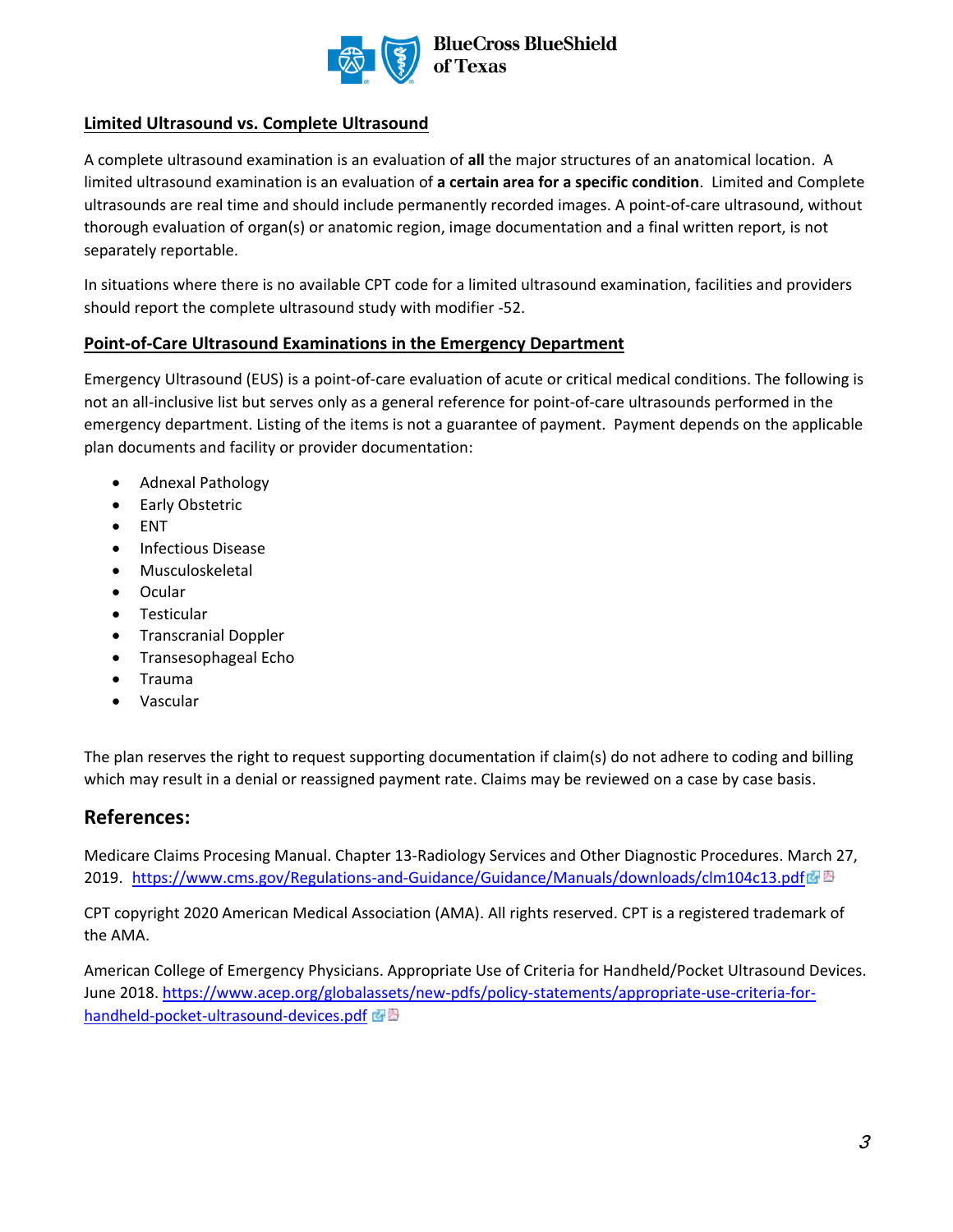### Limited Ultrasound vs. Complete Ultrasound

A complete ultrasound examination is an evaluation of **all** the major structures of an anatomical location. A limited ultrasound examination is an evaluation of **a certain area for a specific condition**. Limited and Complete ultrasounds are real time and should include permanently recorded images. A point-of-care ultrasound, without thorough evaluation of organ(s) or anatomic region, image documentation and a final written report, is not separately reportable.

In situations where there is no available CPT code for a limited ultrasound examination, facilities and providers should report the complete ultrasound study with modifier -52.

### Point-of-Care Ultrasound Examinations in the Emergency Department

Emergency Ultrasound (EUS) is a point-of-care evaluation of acute or critical medical conditions. The following is not an all-inclusive list but serves only as a general reference for point-of-care ultrasounds performed in the emergency department. Listing of the items is not a guarantee of payment. Payment depends on the applicable plan documents and facility or provider documentation:

- Adnexal Pathology
- Early Obstetric
- ENT
- Infectious Disease
- Musculoskeletal
- Ocular
- Testicular
- Transcranial Doppler
- Transesophageal Echo
- Trauma
- Vascular

The plan reserves the right to request supporting documentation if claim(s) do not adhere to coding and billing which may result in a denial or reassigned payment rate. Claims may be reviewed on a case by case basis.

## References:

Medicare Claims Procesing Manual. Chapter 13-Radiology Services and Other Diagnostic Procedures. March 27, 2019. https://www.cms.gov/Regulations-and-Guidance/Guidance/Manuals/downloads/clm104c13.pdf

CPT copyright 2020 American Medical Association (AMA). All rights reserved. CPT is a registered trademark of the AMA.

American College of Emergency Physicians. Appropriate Use of Criteria for Handheld/Pocket Ultrasound Devices. June 2018. https://www.acep.org/globalassets/new-pdfs/policy-statements/appropriate-use-criteria-for-handheld-pocket-ultrasound-devices.pdf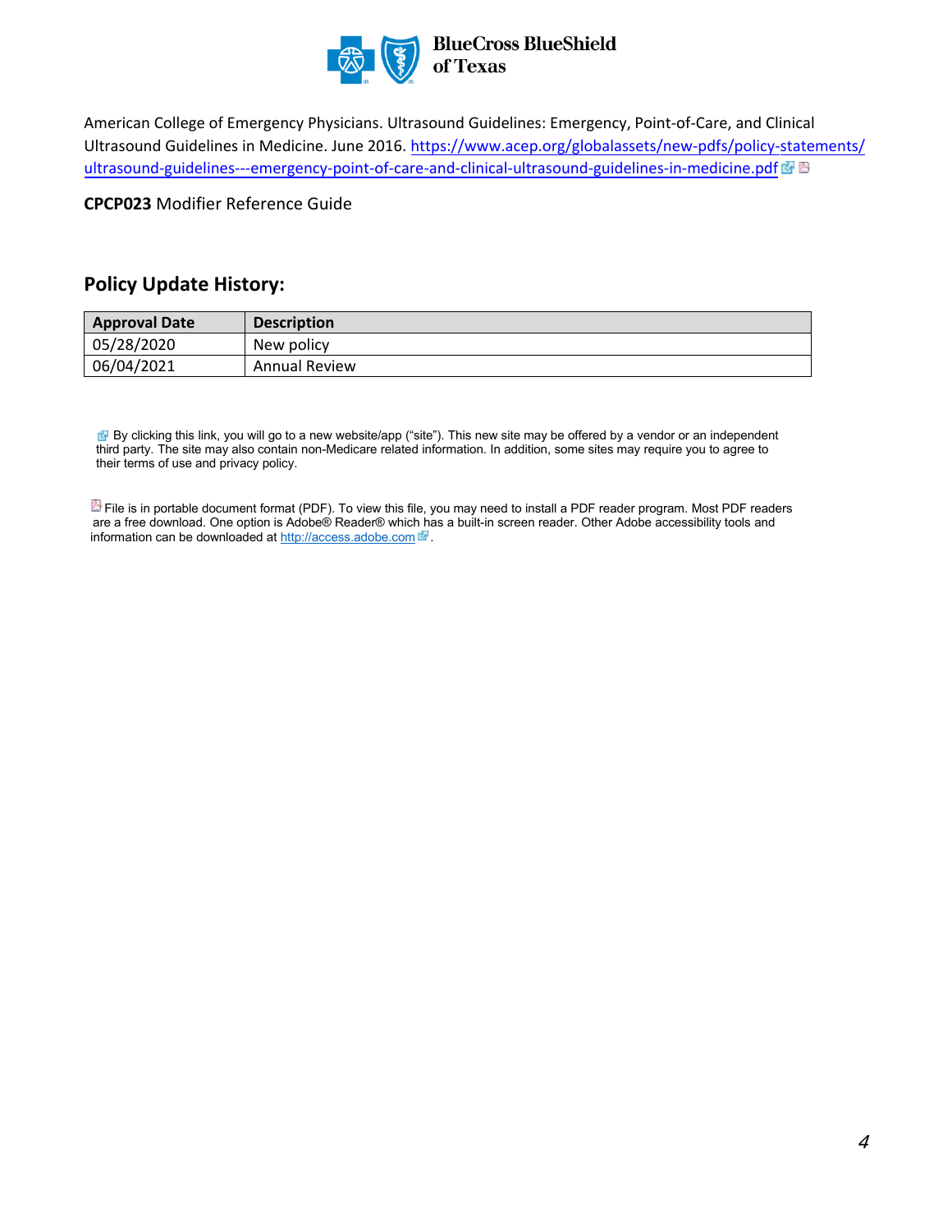American College of Emergency Physicians. Ultrasound Guidelines: Emergency, Point-of-Care, and Clinical Ultrasound Guidelines in Medicine. June 2016. https://www.acep.org/globalassets/new-pdfs/policy-statements/ultrasound-guidelines---emergency-point-of-care-and-clinical-ultrasound-guidelines-in-medicine.pdf

**CPCP023** Modifier Reference Guide

## Policy Update History:

| Approval Date | Description |
|---|---|
| 05/28/2020 | New policy |
| 06/04/2021 | Annual Review |

By clicking this link, you will go to a new website/app ("site"). This new site may be offered by a vendor or an independent third party. The site may also contain non-Medicare related information. In addition, some sites may require you to agree to their terms of use and privacy policy.

File is in portable document format (PDF). To view this file, you may need to install a PDF reader program. Most PDF readers are a free download. One option is Adobe® Reader® which has a built-in screen reader. Other Adobe accessibility tools and information can be downloaded at http://access.adobe.com.